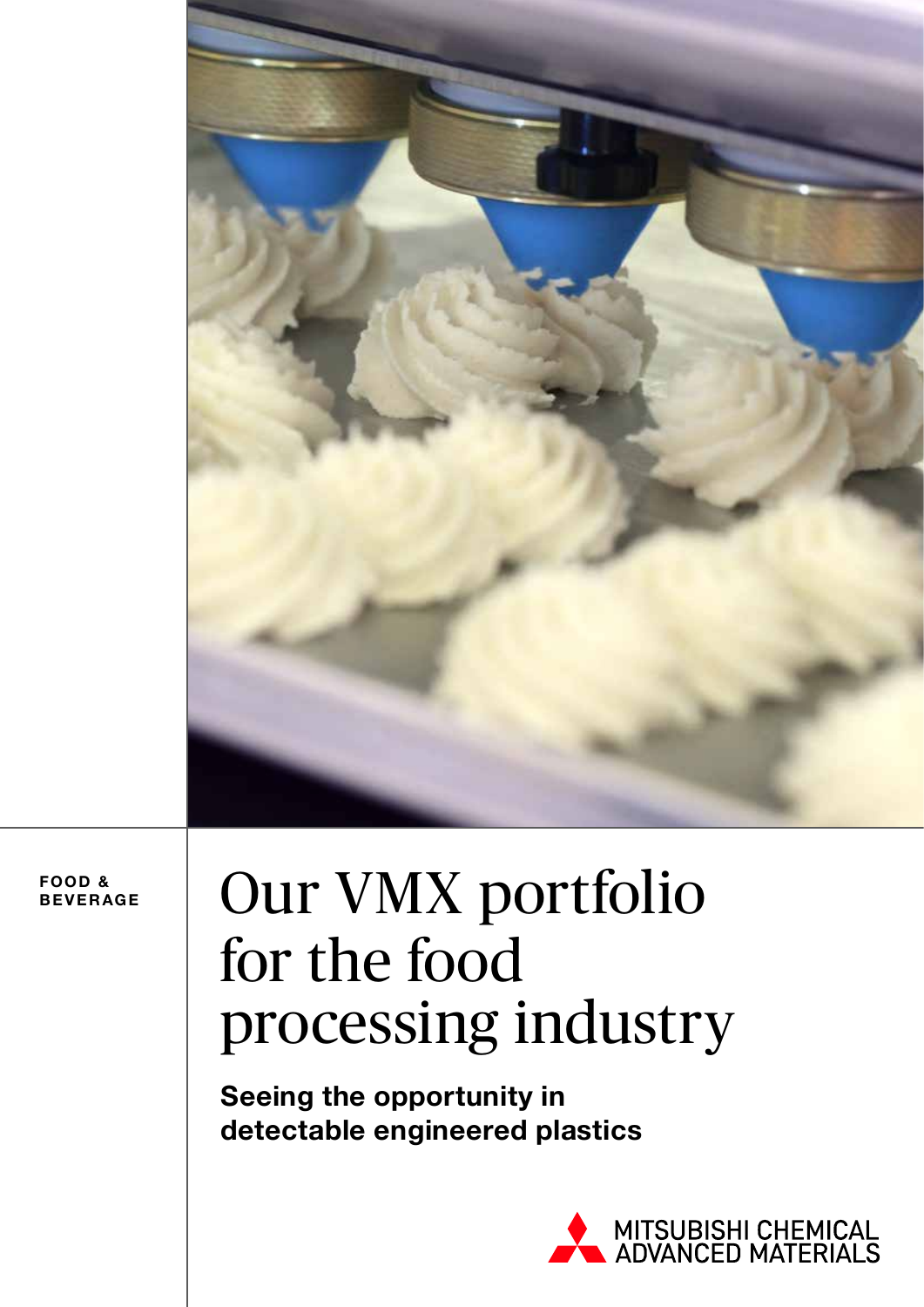FOOD & BEVERAGE

# Our VMX portfolio for the food processing industry

**Seeing the opportunity in detectable engineered plastics**

MITSUBISHI CHEMICAL ADVANCED MATERIALS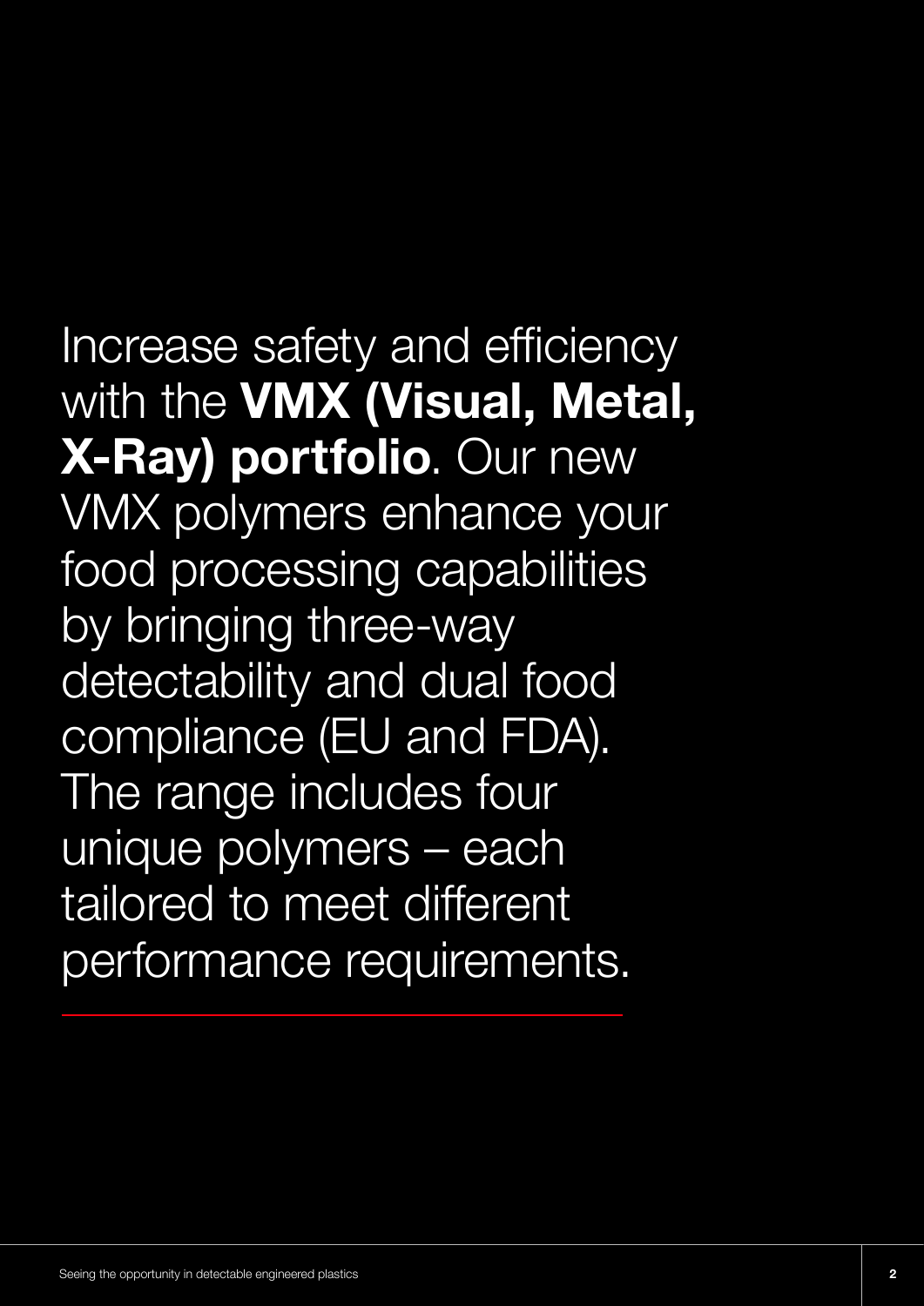Increase safety and efficiency with the **VMX (Visual, Metal, X-Ray) portfolio**. Our new VMX polymers enhance your food processing capabilities by bringing three-way detectability and dual food compliance (EU and FDA). The range includes four unique polymers – each tailored to meet different performance requirements.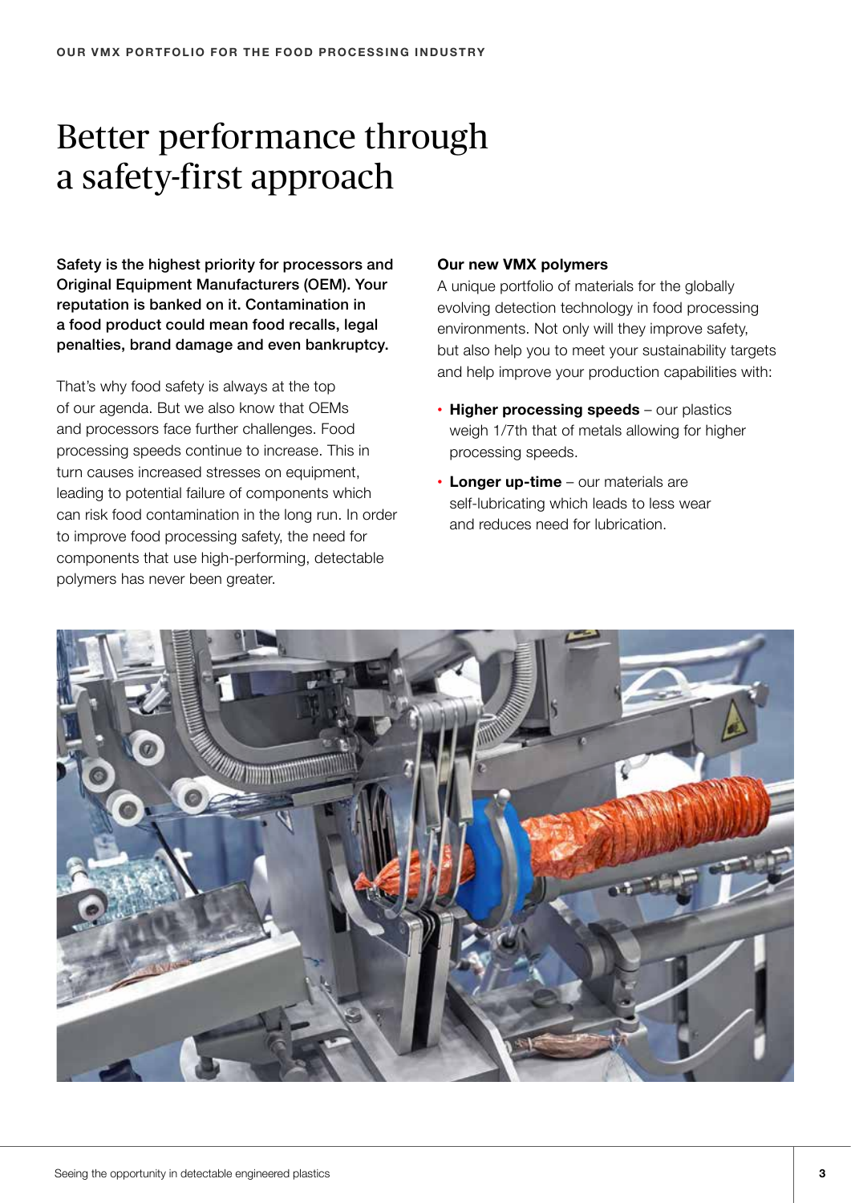# Better performance through a safety-first approach

**Safety is the highest priority for processors and Original Equipment Manufacturers (OEM). Your reputation is banked on it. Contamination in a food product could mean food recalls, legal penalties, brand damage and even bankruptcy.**

That's why food safety is always at the top of our agenda. But we also know that OEMs and processors face further challenges. Food processing speeds continue to increase. This in turn causes increased stresses on equipment, leading to potential failure of components which can risk food contamination in the long run. In order to improve food processing safety, the need for components that use high-performing, detectable polymers has never been greater.

**Our new VMX polymers**

A unique portfolio of materials for the globally evolving detection technology in food processing environments. Not only will they improve safety, but also help you to meet your sustainability targets and help improve your production capabilities with:

- **Higher processing speeds** – our plastics weigh 1/7th that of metals allowing for higher processing speeds.
- **Longer up-time** – our materials are self-lubricating which leads to less wear and reduces need for lubrication.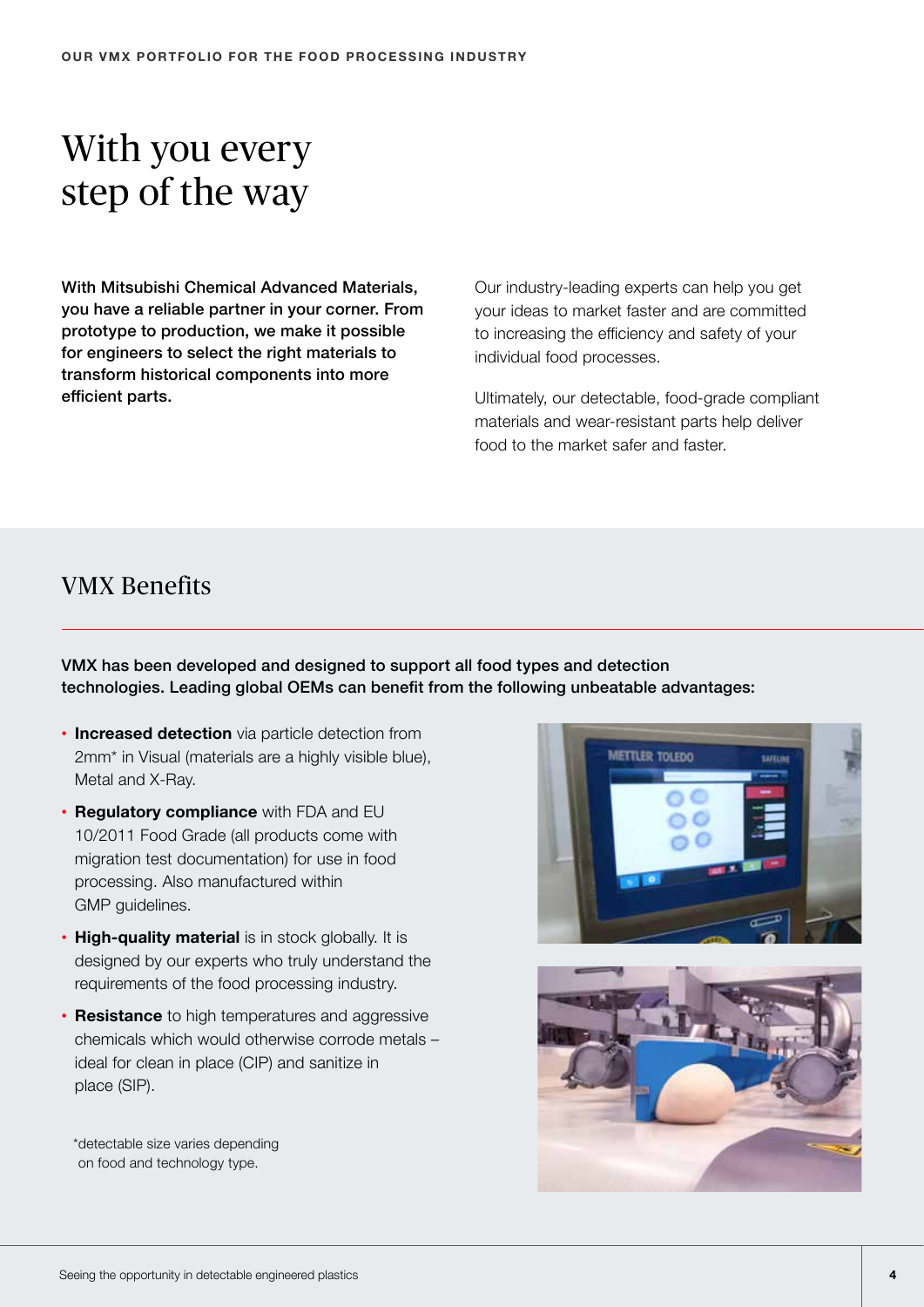# With you every step of the way

**With Mitsubishi Chemical Advanced Materials, you have a reliable partner in your corner. From prototype to production, we make it possible for engineers to select the right materials to transform historical components into more efficient parts.**

Our industry-leading experts can help you get your ideas to market faster and are committed to increasing the efficiency and safety of your individual food processes.

Ultimately, our detectable, food-grade compliant materials and wear-resistant parts help deliver food to the market safer and faster.

## VMX Benefits

**VMX has been developed and designed to support all food types and detection technologies. Leading global OEMs can benefit from the following unbeatable advantages:**

- **Increased detection** via particle detection from 2mm* in Visual (materials are a highly visible blue), Metal and X-Ray.
- **Regulatory compliance** with FDA and EU 10/2011 Food Grade (all products come with migration test documentation) for use in food processing. Also manufactured within GMP guidelines.
- **High-quality material** is in stock globally. It is designed by our experts who truly understand the requirements of the food processing industry.
- **Resistance** to high temperatures and aggressive chemicals which would otherwise corrode metals – ideal for clean in place (CIP) and sanitize in place (SIP).

*detectable size varies depending on food and technology type.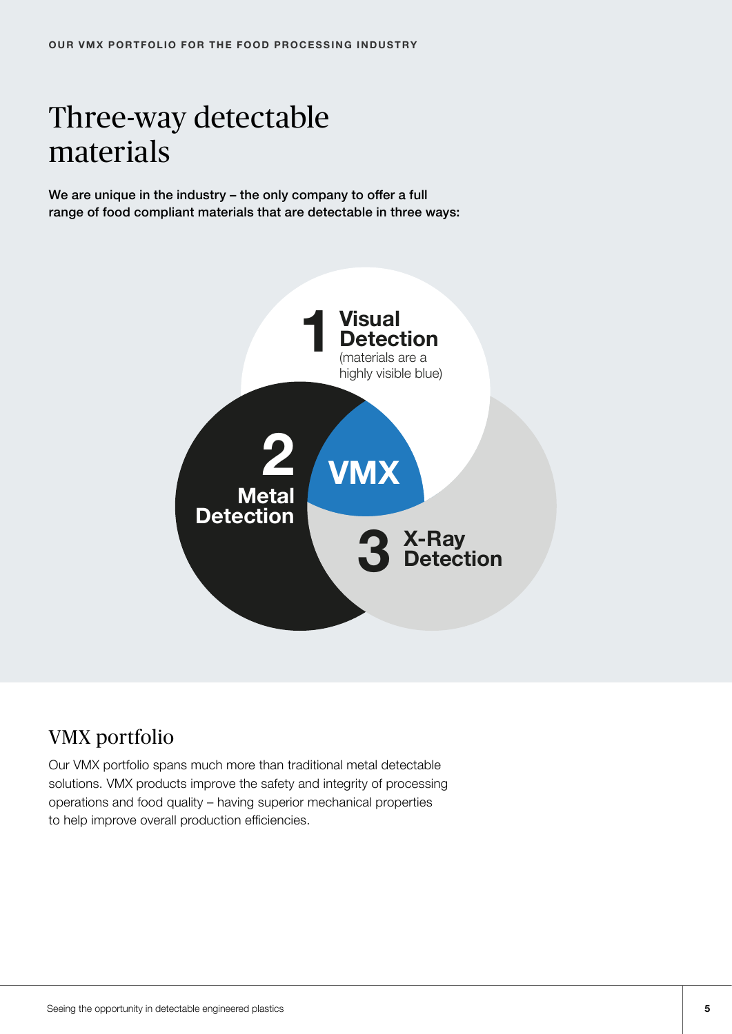OUR VMX PORTFOLIO FOR THE FOOD PROCESSING INDUSTRY

# Three-way detectable materials

**We are unique in the industry – the only company to offer a full range of food compliant materials that are detectable in three ways:**

**1 Visual Detection** (materials are a highly visible blue)

**2 Metal Detection**

**3 X-Ray Detection**

**VMX**

## VMX portfolio

Our VMX portfolio spans much more than traditional metal detectable solutions. VMX products improve the safety and integrity of processing operations and food quality – having superior mechanical properties to help improve overall production efficiencies.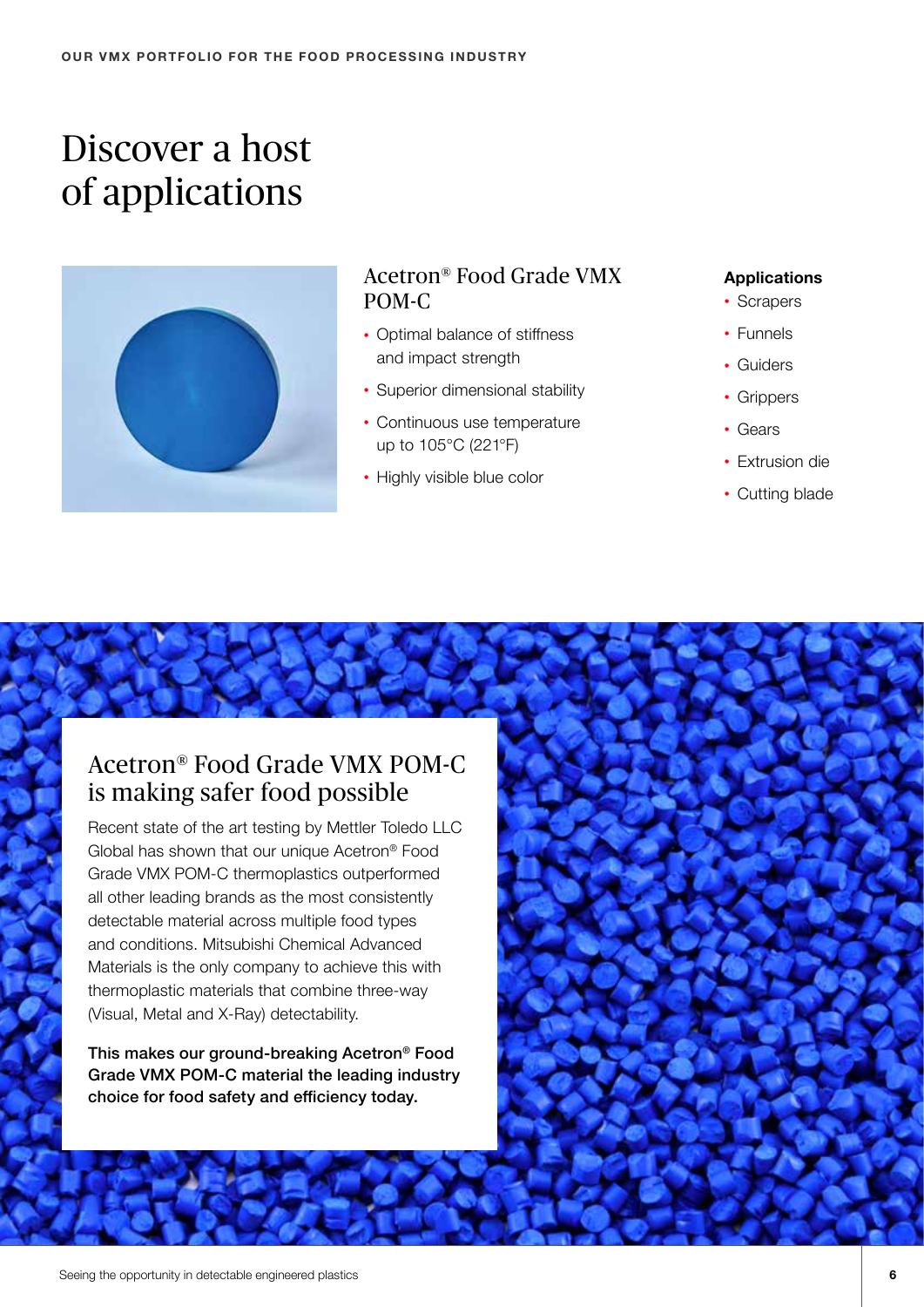# Discover a host of applications

## Acetron® Food Grade VMX POM-C

- Optimal balance of stiffness and impact strength
- Superior dimensional stability
- Continuous use temperature up to 105°C (221°F)
- Highly visible blue color

**Applications**

- Scrapers
- Funnels
- Guiders
- Grippers
- Gears
- Extrusion die
- Cutting blade

## Acetron® Food Grade VMX POM-C is making safer food possible

Recent state of the art testing by Mettler Toledo LLC Global has shown that our unique Acetron® Food Grade VMX POM-C thermoplastics outperformed all other leading brands as the most consistently detectable material across multiple food types and conditions. Mitsubishi Chemical Advanced Materials is the only company to achieve this with thermoplastic materials that combine three-way (Visual, Metal and X-Ray) detectability.

**This makes our ground-breaking Acetron® Food Grade VMX POM-C material the leading industry choice for food safety and efficiency today.**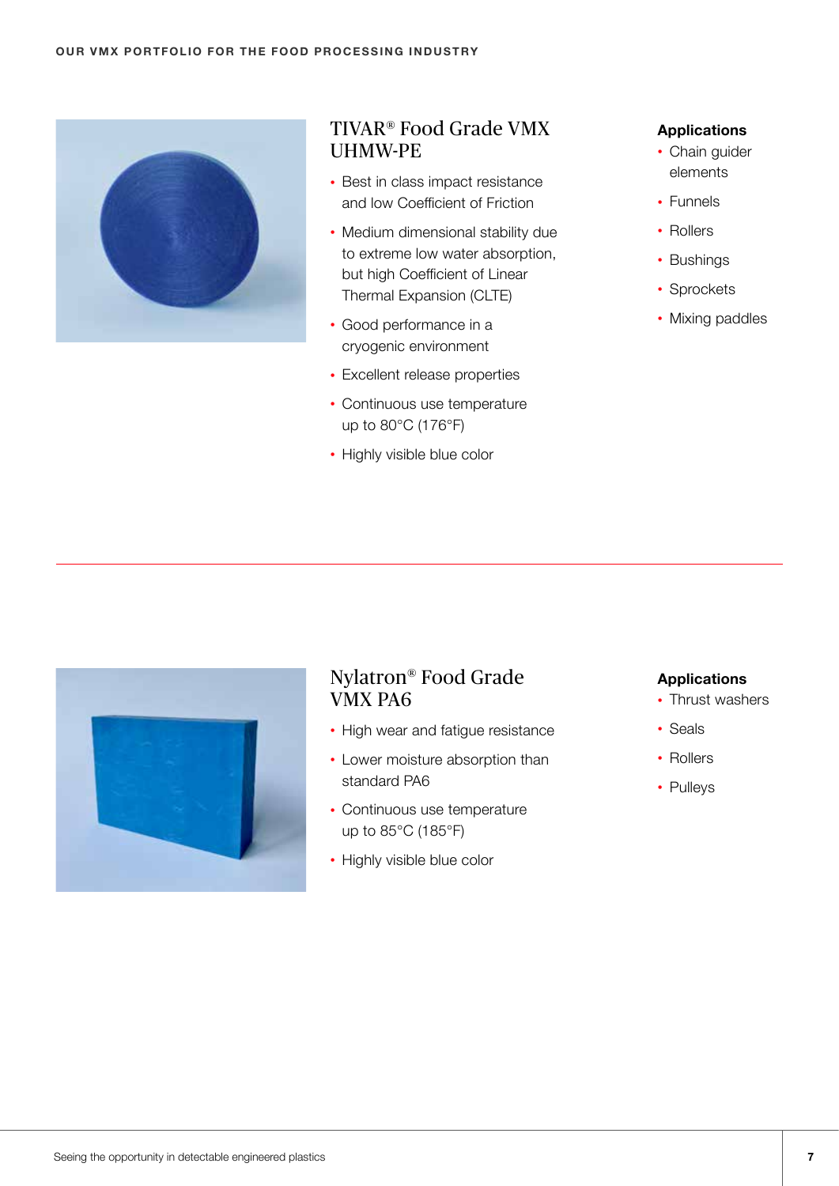## TIVAR® Food Grade VMX UHMW-PE

- Best in class impact resistance and low Coefficient of Friction
- Medium dimensional stability due to extreme low water absorption, but high Coefficient of Linear Thermal Expansion (CLTE)
- Good performance in a cryogenic environment
- Excellent release properties
- Continuous use temperature up to 80°C (176°F)
- Highly visible blue color

**Applications**

- Chain guider elements
- Funnels
- Rollers
- Bushings
- Sprockets
- Mixing paddles

---

## Nylatron® Food Grade VMX PA6

- High wear and fatigue resistance
- Lower moisture absorption than standard PA6
- Continuous use temperature up to 85°C (185°F)
- Highly visible blue color

**Applications**

- Thrust washers
- Seals
- Rollers
- Pulleys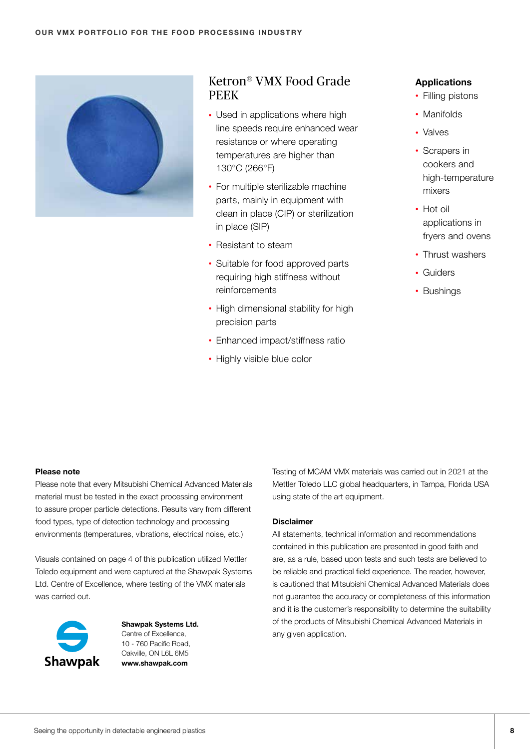## Ketron® VMX Food Grade PEEK

- Used in applications where high line speeds require enhanced wear resistance or where operating temperatures are higher than 130°C (266°F)
- For multiple sterilizable machine parts, mainly in equipment with clean in place (CIP) or sterilization in place (SIP)
- Resistant to steam
- Suitable for food approved parts requiring high stiffness without reinforcements
- High dimensional stability for high precision parts
- Enhanced impact/stiffness ratio
- Highly visible blue color

### Applications

- Filling pistons
- Manifolds
- Valves
- Scrapers in cookers and high-temperature mixers
- Hot oil applications in fryers and ovens
- Thrust washers
- Guiders
- Bushings

**Please note**

Please note that every Mitsubishi Chemical Advanced Materials material must be tested in the exact processing environment to assure proper particle detections. Results vary from different food types, type of detection technology and processing environments (temperatures, vibrations, electrical noise, etc.)

Visuals contained on page 4 of this publication utilized Mettler Toledo equipment and were captured at the Shawpak Systems Ltd. Centre of Excellence, where testing of the VMX materials was carried out.

Shawpak

**Shawpak Systems Ltd.**
Centre of Excellence,
10 - 760 Pacific Road,
Oakville, ON L6L 6M5
**www.shawpak.com**

Testing of MCAM VMX materials was carried out in 2021 at the Mettler Toledo LLC global headquarters, in Tampa, Florida USA using state of the art equipment.

**Disclaimer**

All statements, technical information and recommendations contained in this publication are presented in good faith and are, as a rule, based upon tests and such tests are believed to be reliable and practical field experience. The reader, however, is cautioned that Mitsubishi Chemical Advanced Materials does not guarantee the accuracy or completeness of this information and it is the customer's responsibility to determine the suitability of the products of Mitsubishi Chemical Advanced Materials in any given application.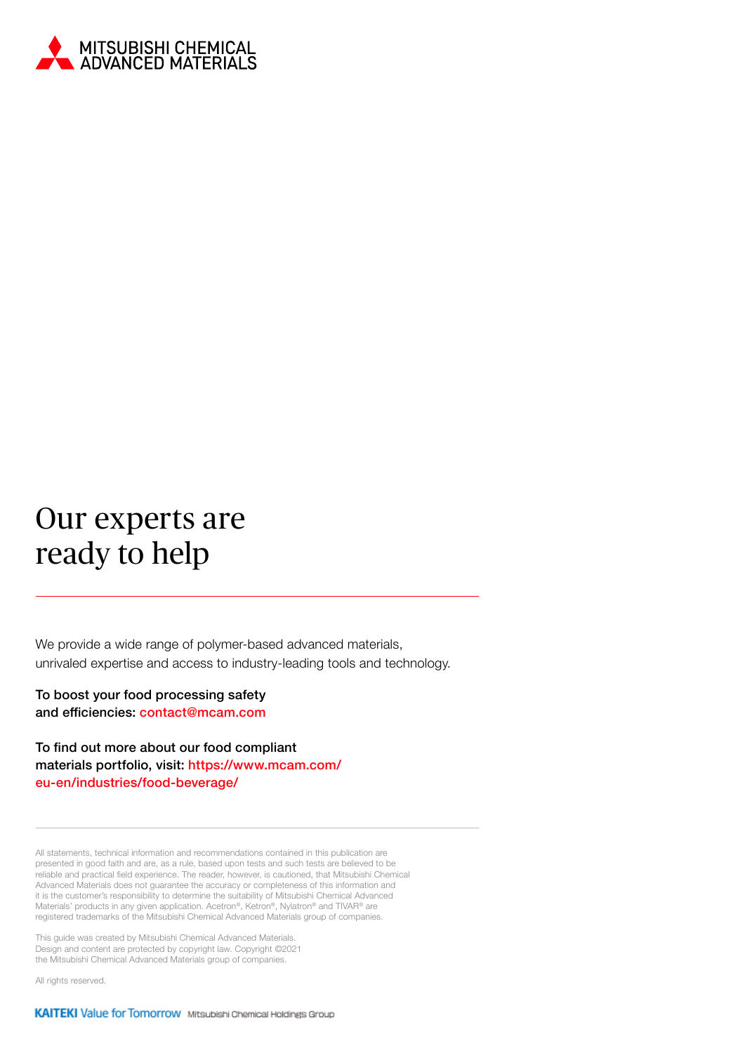MITSUBISHI CHEMICAL ADVANCED MATERIALS

# Our experts are ready to help

We provide a wide range of polymer-based advanced materials, unrivaled expertise and access to industry-leading tools and technology.

To boost your food processing safety and efficiencies: contact@mcam.com

To find out more about our food compliant materials portfolio, visit: https://www.mcam.com/eu-en/industries/food-beverage/

All statements, technical information and recommendations contained in this publication are presented in good faith and are, as a rule, based upon tests and such tests are believed to be reliable and practical field experience. The reader, however, is cautioned, that Mitsubishi Chemical Advanced Materials does not guarantee the accuracy or completeness of this information and it is the customer's responsibility to determine the suitability of Mitsubishi Chemical Advanced Materials' products in any given application. Acetron®, Ketron®, Nylatron® and TIVAR® are registered trademarks of the Mitsubishi Chemical Advanced Materials group of companies.

This guide was created by Mitsubishi Chemical Advanced Materials. Design and content are protected by copyright law. Copyright ©2021 the Mitsubishi Chemical Advanced Materials group of companies.

All rights reserved.

KAITEKI Value for Tomorrow Mitsubishi Chemical Holdings Group